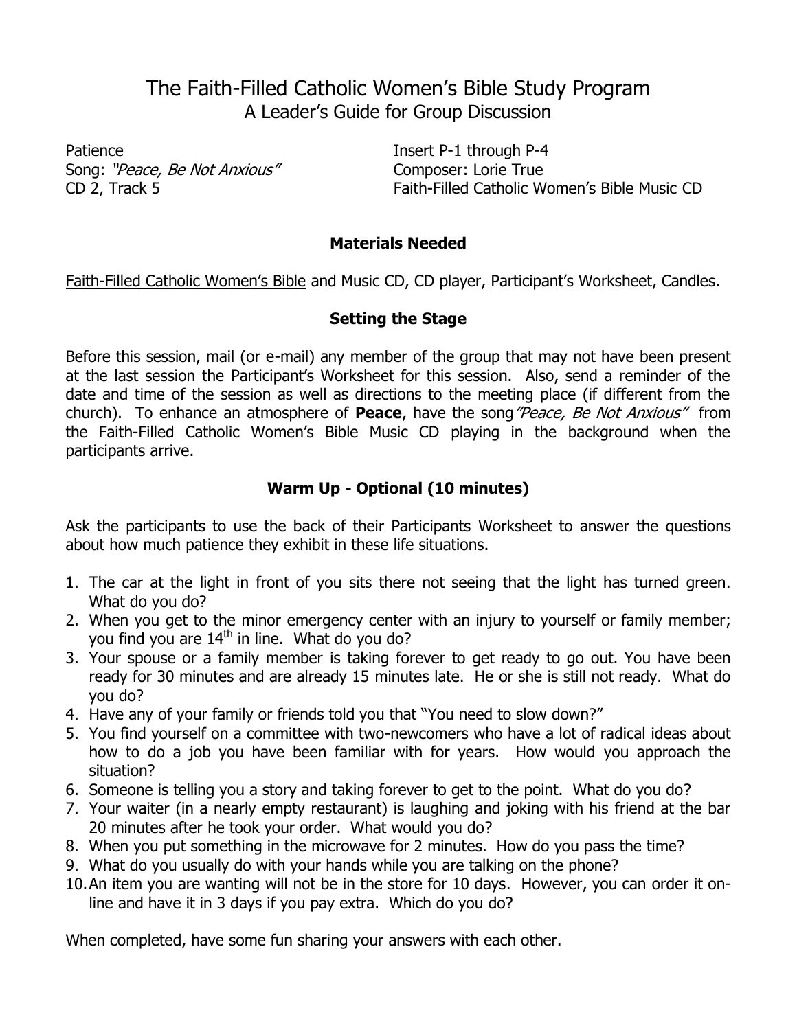# The Faith-Filled Catholic Women's Bible Study Program

## A Leader's Guide for Group Discussion

Patience
Song: *"Peace, Be Not Anxious"*
CD 2, Track 5

Insert P-1 through P-4
Composer: Lorie True
Faith-Filled Catholic Women's Bible Music CD

### Materials Needed

Faith-Filled Catholic Women's Bible and Music CD, CD player, Participant's Worksheet, Candles.

### Setting the Stage

Before this session, mail (or e-mail) any member of the group that may not have been present at the last session the Participant's Worksheet for this session. Also, send a reminder of the date and time of the session as well as directions to the meeting place (if different from the church). To enhance an atmosphere of **Peace**, have the song *"Peace, Be Not Anxious"* from the Faith-Filled Catholic Women's Bible Music CD playing in the background when the participants arrive.

### Warm Up - Optional (10 minutes)

Ask the participants to use the back of their Participants Worksheet to answer the questions about how much patience they exhibit in these life situations.

1. The car at the light in front of you sits there not seeing that the light has turned green. What do you do?
2. When you get to the minor emergency center with an injury to yourself or family member; you find you are 14th in line. What do you do?
3. Your spouse or a family member is taking forever to get ready to go out. You have been ready for 30 minutes and are already 15 minutes late. He or she is still not ready. What do you do?
4. Have any of your family or friends told you that "You need to slow down?"
5. You find yourself on a committee with two-newcomers who have a lot of radical ideas about how to do a job you have been familiar with for years. How would you approach the situation?
6. Someone is telling you a story and taking forever to get to the point. What do you do?
7. Your waiter (in a nearly empty restaurant) is laughing and joking with his friend at the bar 20 minutes after he took your order. What would you do?
8. When you put something in the microwave for 2 minutes. How do you pass the time?
9. What do you usually do with your hands while you are talking on the phone?
10. An item you are wanting will not be in the store for 10 days. However, you can order it on-line and have it in 3 days if you pay extra. Which do you do?

When completed, have some fun sharing your answers with each other.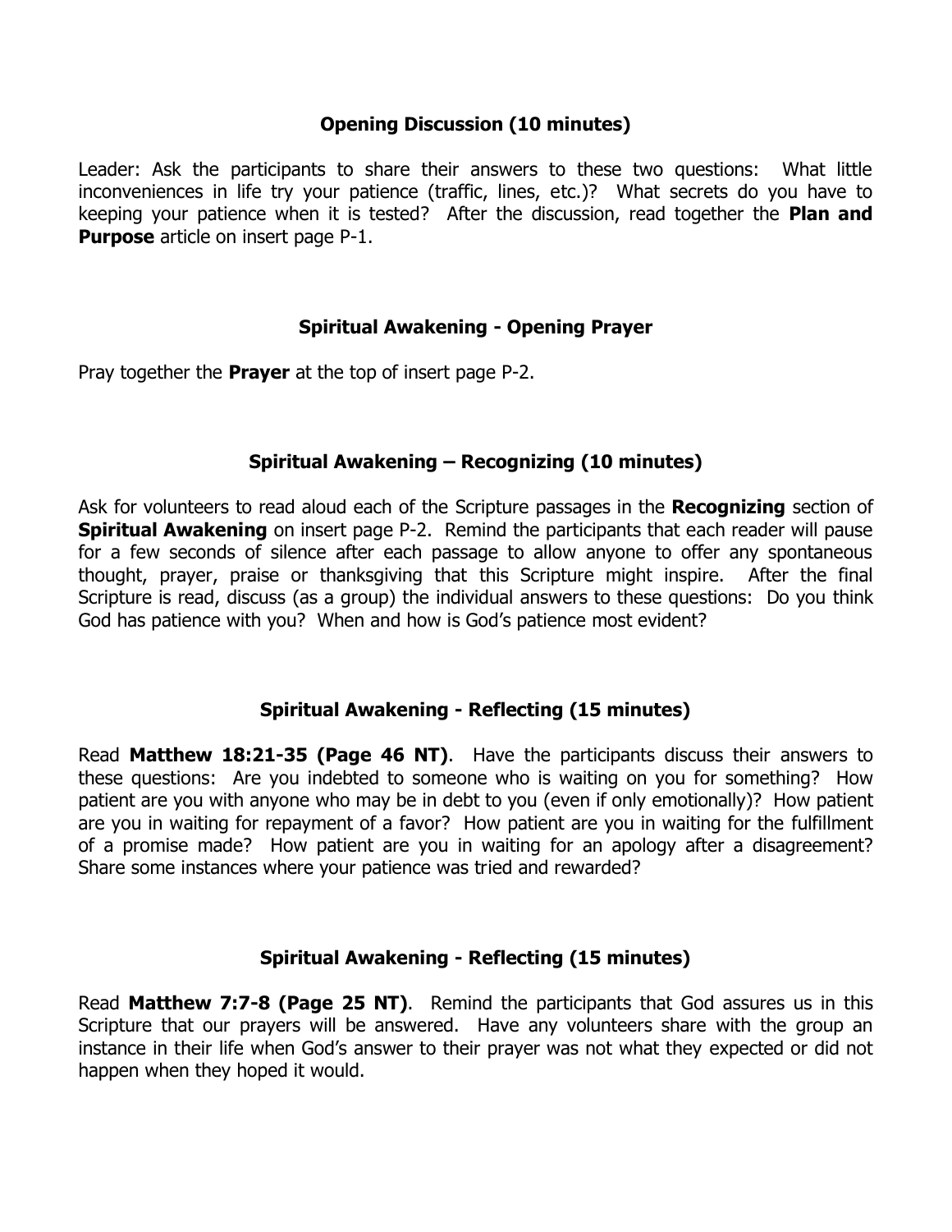## Opening Discussion (10 minutes)

Leader: Ask the participants to share their answers to these two questions: What little inconveniences in life try your patience (traffic, lines, etc.)? What secrets do you have to keeping your patience when it is tested? After the discussion, read together the **Plan and Purpose** article on insert page P-1.

## Spiritual Awakening - Opening Prayer

Pray together the **Prayer** at the top of insert page P-2.

## Spiritual Awakening – Recognizing (10 minutes)

Ask for volunteers to read aloud each of the Scripture passages in the **Recognizing** section of **Spiritual Awakening** on insert page P-2. Remind the participants that each reader will pause for a few seconds of silence after each passage to allow anyone to offer any spontaneous thought, prayer, praise or thanksgiving that this Scripture might inspire. After the final Scripture is read, discuss (as a group) the individual answers to these questions: Do you think God has patience with you? When and how is God's patience most evident?

## Spiritual Awakening - Reflecting (15 minutes)

Read **Matthew 18:21-35 (Page 46 NT)**. Have the participants discuss their answers to these questions: Are you indebted to someone who is waiting on you for something? How patient are you with anyone who may be in debt to you (even if only emotionally)? How patient are you in waiting for repayment of a favor? How patient are you in waiting for the fulfillment of a promise made? How patient are you in waiting for an apology after a disagreement? Share some instances where your patience was tried and rewarded?

## Spiritual Awakening - Reflecting (15 minutes)

Read **Matthew 7:7-8 (Page 25 NT)**. Remind the participants that God assures us in this Scripture that our prayers will be answered. Have any volunteers share with the group an instance in their life when God's answer to their prayer was not what they expected or did not happen when they hoped it would.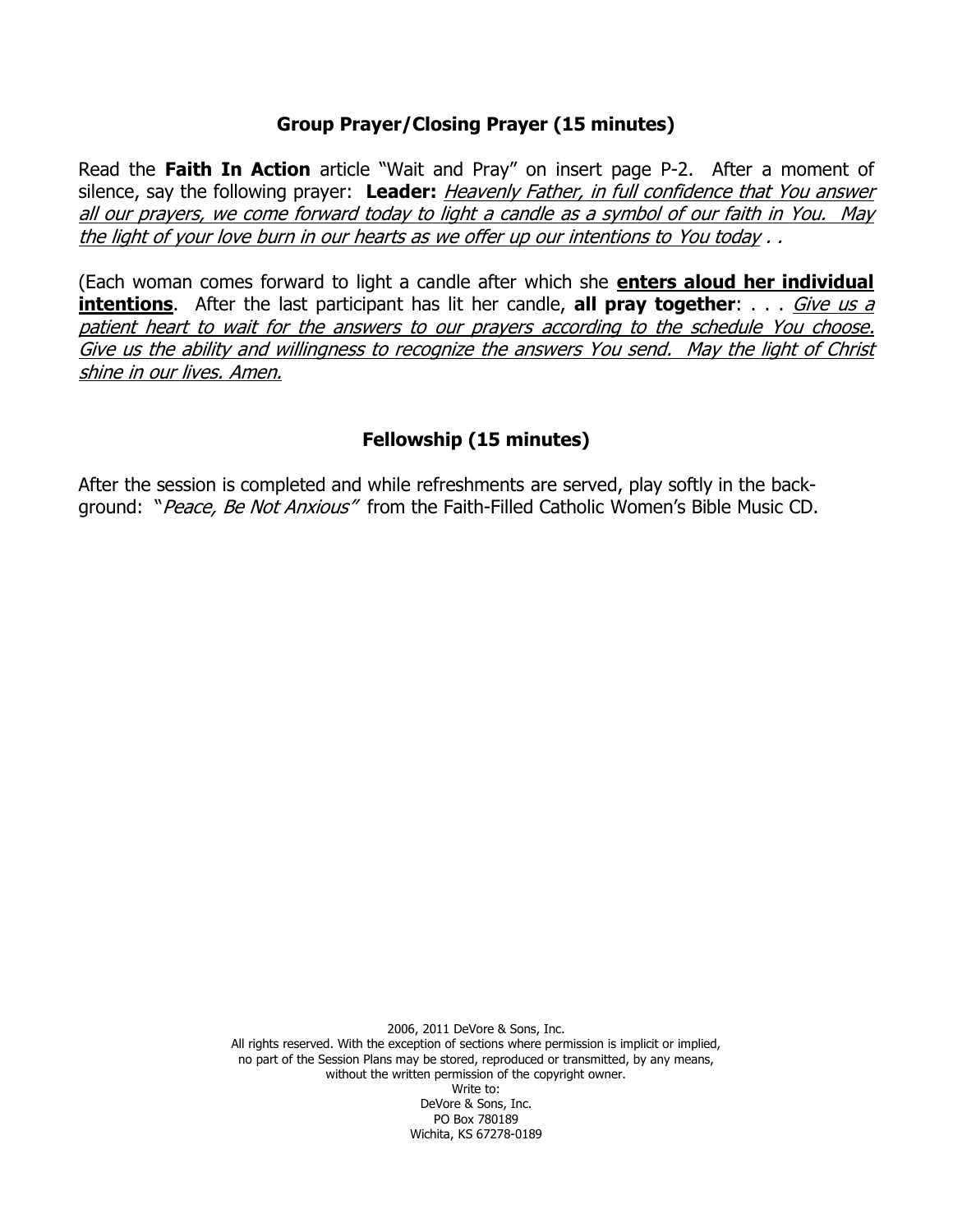## Group Prayer/Closing Prayer (15 minutes)

Read the **Faith In Action** article "Wait and Pray" on insert page P-2. After a moment of silence, say the following prayer: **Leader:** *Heavenly Father, in full confidence that You answer all our prayers, we come forward today to light a candle as a symbol of our faith in You. May the light of your love burn in our hearts as we offer up our intentions to You today* . .

(Each woman comes forward to light a candle after which she **enters aloud her individual intentions**. After the last participant has lit her candle, **all pray together**: . . . *Give us a patient heart to wait for the answers to our prayers according to the schedule You choose. Give us the ability and willingness to recognize the answers You send. May the light of Christ shine in our lives. Amen.*

## Fellowship (15 minutes)

After the session is completed and while refreshments are served, play softly in the back-ground: "*Peace, Be Not Anxious*" from the Faith-Filled Catholic Women's Bible Music CD.

2006, 2011 DeVore & Sons, Inc.
All rights reserved. With the exception of sections where permission is implicit or implied, no part of the Session Plans may be stored, reproduced or transmitted, by any means, without the written permission of the copyright owner.
Write to:
DeVore & Sons, Inc.
PO Box 780189
Wichita, KS 67278-0189